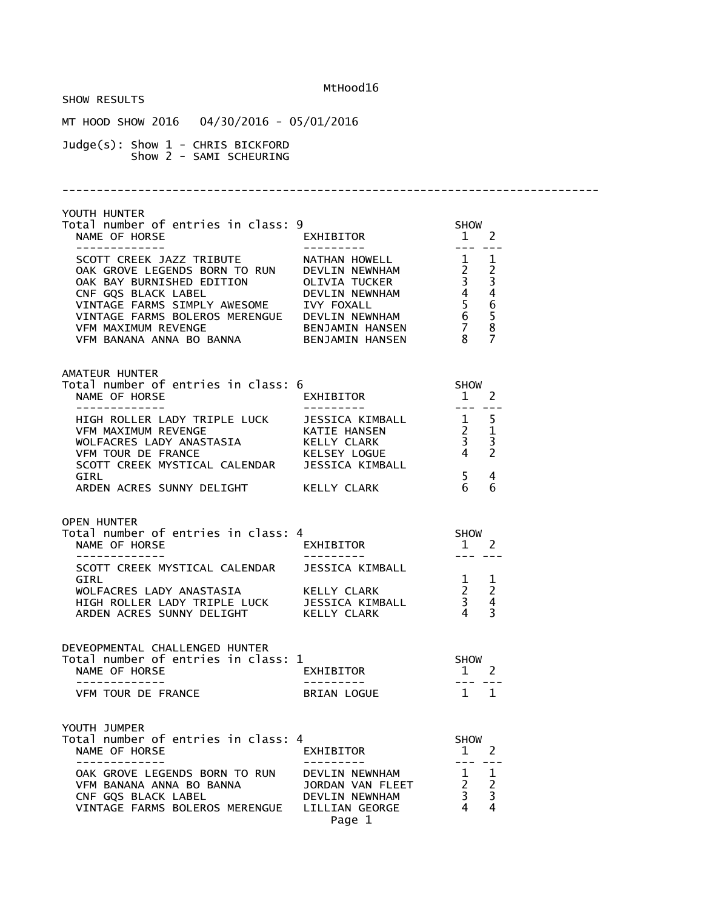MtHood16

SHOW RESULTS

MT HOOD SHOW 2016 04/30/2016 - 05/01/2016

Judge(s): Show 1 - CHRIS BICKFORD
Show 2 - SAMI SCHEURING

---

## YOUTH HUNTER

Total number of entries in class: 9

| NAME OF HORSE | EXHIBITOR | SHOW 1 | SHOW 2 |
|---|---|---|---|
| SCOTT CREEK JAZZ TRIBUTE | NATHAN HOWELL | 1 | 1 |
| OAK GROVE LEGENDS BORN TO RUN | DEVLIN NEWNHAM | 2 | 2 |
| OAK BAY BURNISHED EDITION | OLIVIA TUCKER | 3 | 3 |
| CNF GQS BLACK LABEL | DEVLIN NEWNHAM | 4 | 4 |
| VINTAGE FARMS SIMPLY AWESOME | IVY FOXALL | 5 | 6 |
| VINTAGE FARMS BOLEROS MERENGUE | DEVLIN NEWNHAM | 6 | 5 |
| VFM MAXIMUM REVENGE | BENJAMIN HANSEN | 7 | 8 |
| VFM BANANA ANNA BO BANNA | BENJAMIN HANSEN | 8 | 7 |

## AMATEUR HUNTER

Total number of entries in class: 6

| NAME OF HORSE | EXHIBITOR | SHOW 1 | SHOW 2 |
|---|---|---|---|
| HIGH ROLLER LADY TRIPLE LUCK | JESSICA KIMBALL | 1 | 5 |
| VFM MAXIMUM REVENGE | KATIE HANSEN | 2 | 1 |
| WOLFACRES LADY ANASTASIA | KELLY CLARK | 3 | 3 |
| VFM TOUR DE FRANCE | KELSEY LOGUE | 4 | 2 |
| SCOTT CREEK MYSTICAL CALENDAR GIRL | JESSICA KIMBALL | 5 | 4 |
| ARDEN ACRES SUNNY DELIGHT | KELLY CLARK | 6 | 6 |

## OPEN HUNTER

Total number of entries in class: 4

| NAME OF HORSE | EXHIBITOR | SHOW 1 | SHOW 2 |
|---|---|---|---|
| SCOTT CREEK MYSTICAL CALENDAR GIRL | JESSICA KIMBALL | 1 | 1 |
| WOLFACRES LADY ANASTASIA | KELLY CLARK | 2 | 2 |
| HIGH ROLLER LADY TRIPLE LUCK | JESSICA KIMBALL | 3 | 4 |
| ARDEN ACRES SUNNY DELIGHT | KELLY CLARK | 4 | 3 |

## DEVEOPMENTAL CHALLENGED HUNTER

Total number of entries in class: 1

| NAME OF HORSE | EXHIBITOR | SHOW 1 | SHOW 2 |
|---|---|---|---|
| VFM TOUR DE FRANCE | BRIAN LOGUE | 1 | 1 |

## YOUTH JUMPER

Total number of entries in class: 4

| NAME OF HORSE | EXHIBITOR | SHOW 1 | SHOW 2 |
|---|---|---|---|
| OAK GROVE LEGENDS BORN TO RUN | DEVLIN NEWNHAM | 1 | 1 |
| VFM BANANA ANNA BO BANNA | JORDAN VAN FLEET | 2 | 2 |
| CNF GQS BLACK LABEL | DEVLIN NEWNHAM | 3 | 3 |
| VINTAGE FARMS BOLEROS MERENGUE | LILLIAN GEORGE | 4 | 4 |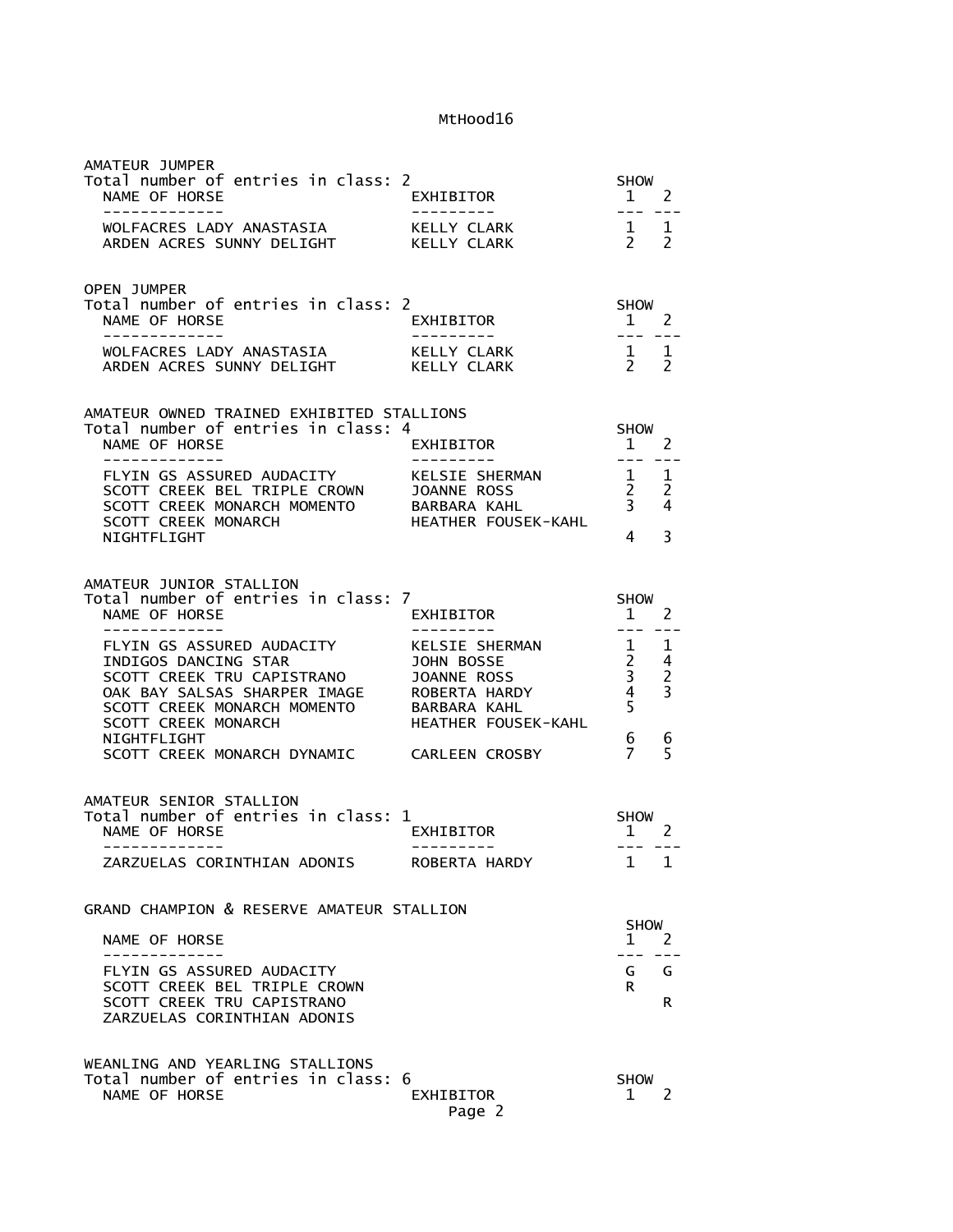## AMATEUR JUMPER

Total number of entries in class: 2

| NAME OF HORSE | EXHIBITOR | SHOW 1 | SHOW 2 |
|---|---|---|---|
| WOLFACRES LADY ANASTASIA | KELLY CLARK | 1 | 1 |
| ARDEN ACRES SUNNY DELIGHT | KELLY CLARK | 2 | 2 |

## OPEN JUMPER

Total number of entries in class: 2

| NAME OF HORSE | EXHIBITOR | SHOW 1 | SHOW 2 |
|---|---|---|---|
| WOLFACRES LADY ANASTASIA | KELLY CLARK | 1 | 1 |
| ARDEN ACRES SUNNY DELIGHT | KELLY CLARK | 2 | 2 |

## AMATEUR OWNED TRAINED EXHIBITED STALLIONS

Total number of entries in class: 4

| NAME OF HORSE | EXHIBITOR | SHOW 1 | SHOW 2 |
|---|---|---|---|
| FLYIN GS ASSURED AUDACITY | KELSIE SHERMAN | 1 | 1 |
| SCOTT CREEK BEL TRIPLE CROWN | JOANNE ROSS | 2 | 2 |
| SCOTT CREEK MONARCH MOMENTO | BARBARA KAHL | 3 | 4 |
| SCOTT CREEK MONARCH NIGHTFLIGHT | HEATHER FOUSEK-KAHL | 4 | 3 |

## AMATEUR JUNIOR STALLION

Total number of entries in class: 7

| NAME OF HORSE | EXHIBITOR | SHOW 1 | SHOW 2 |
|---|---|---|---|
| FLYIN GS ASSURED AUDACITY | KELSIE SHERMAN | 1 | 1 |
| INDIGOS DANCING STAR | JOHN BOSSE | 2 | 4 |
| SCOTT CREEK TRU CAPISTRANO | JOANNE ROSS | 3 | 2 |
| OAK BAY SALSAS SHARPER IMAGE | ROBERTA HARDY | 4 | 3 |
| SCOTT CREEK MONARCH MOMENTO | BARBARA KAHL | 5 | |
| SCOTT CREEK MONARCH NIGHTFLIGHT | HEATHER FOUSEK-KAHL | 6 | 6 |
| SCOTT CREEK MONARCH DYNAMIC | CARLEEN CROSBY | 7 | 5 |

## AMATEUR SENIOR STALLION

Total number of entries in class: 1

| NAME OF HORSE | EXHIBITOR | SHOW 1 | SHOW 2 |
|---|---|---|---|
| ZARZUELAS CORINTHIAN ADONIS | ROBERTA HARDY | 1 | 1 |

## GRAND CHAMPION & RESERVE AMATEUR STALLION

| NAME OF HORSE | SHOW 1 | SHOW 2 |
|---|---|---|
| FLYIN GS ASSURED AUDACITY | G | G |
| SCOTT CREEK BEL TRIPLE CROWN | R | |
| SCOTT CREEK TRU CAPISTRANO | | R |
| ZARZUELAS CORINTHIAN ADONIS | | |

## WEANLING AND YEARLING STALLIONS

Total number of entries in class: 6

| NAME OF HORSE | EXHIBITOR | SHOW 1 | SHOW 2 |
|---|---|---|---|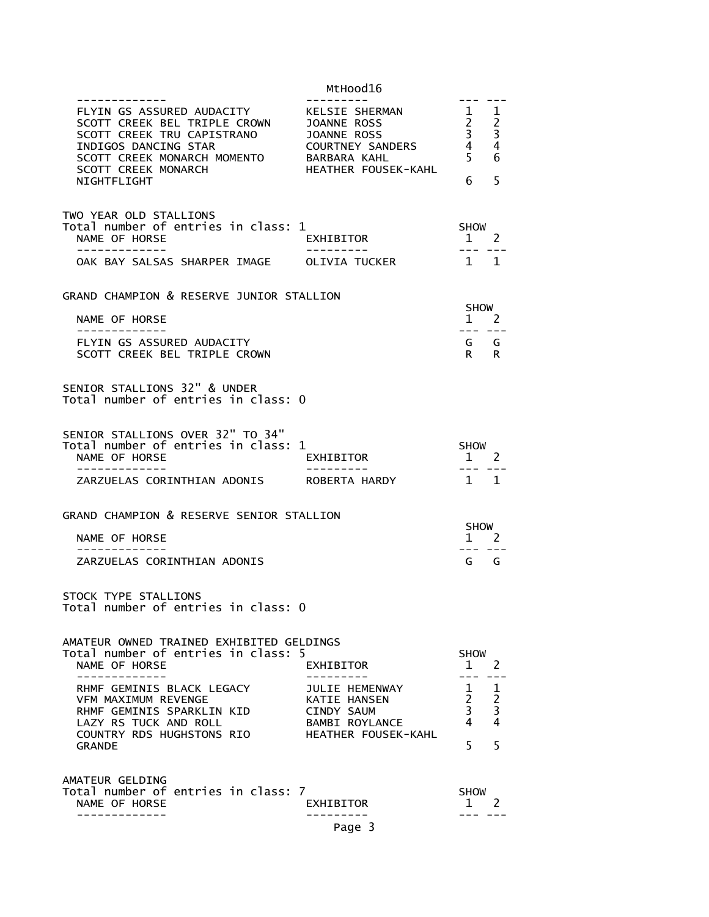| NAME OF HORSE | EXHIBITOR | SHOW 1 | SHOW 2 |
|---|---|---|---|
| FLYIN GS ASSURED AUDACITY | KELSIE SHERMAN | 1 | 1 |
| SCOTT CREEK BEL TRIPLE CROWN | JOANNE ROSS | 2 | 2 |
| SCOTT CREEK TRU CAPISTRANO | JOANNE ROSS | 3 | 3 |
| INDIGOS DANCING STAR | COURTNEY SANDERS | 4 | 4 |
| SCOTT CREEK MONARCH MOMENTO | BARBARA KAHL | 5 | 6 |
| SCOTT CREEK MONARCH NIGHTFLIGHT | HEATHER FOUSEK-KAHL | 6 | 5 |

TWO YEAR OLD STALLIONS
Total number of entries in class: 1

| NAME OF HORSE | EXHIBITOR | SHOW 1 | SHOW 2 |
|---|---|---|---|
| OAK BAY SALSAS SHARPER IMAGE | OLIVIA TUCKER | 1 | 1 |

GRAND CHAMPION & RESERVE JUNIOR STALLION

| NAME OF HORSE | SHOW 1 | SHOW 2 |
|---|---|---|
| FLYIN GS ASSURED AUDACITY | G | G |
| SCOTT CREEK BEL TRIPLE CROWN | R | R |

SENIOR STALLIONS 32" & UNDER
Total number of entries in class: 0

SENIOR STALLIONS OVER 32" TO 34"
Total number of entries in class: 1

| NAME OF HORSE | EXHIBITOR | SHOW 1 | SHOW 2 |
|---|---|---|---|
| ZARZUELAS CORINTHIAN ADONIS | ROBERTA HARDY | 1 | 1 |

GRAND CHAMPION & RESERVE SENIOR STALLION

| NAME OF HORSE | SHOW 1 | SHOW 2 |
|---|---|---|
| ZARZUELAS CORINTHIAN ADONIS | G | G |

STOCK TYPE STALLIONS
Total number of entries in class: 0

AMATEUR OWNED TRAINED EXHIBITED GELDINGS
Total number of entries in class: 5

| NAME OF HORSE | EXHIBITOR | SHOW 1 | SHOW 2 |
|---|---|---|---|
| RHMF GEMINIS BLACK LEGACY | JULIE HEMENWAY | 1 | 1 |
| VFM MAXIMUM REVENGE | KATIE HANSEN | 2 | 2 |
| RHMF GEMINIS SPARKLIN KID | CINDY SAUM | 3 | 3 |
| LAZY RS TUCK AND ROLL | BAMBI ROYLANCE | 4 | 4 |
| COUNTRY RDS HUGHSTONS RIO GRANDE | HEATHER FOUSEK-KAHL | 5 | 5 |

AMATEUR GELDING
Total number of entries in class: 7

| NAME OF HORSE | EXHIBITOR | SHOW 1 | SHOW 2 |
|---|---|---|---|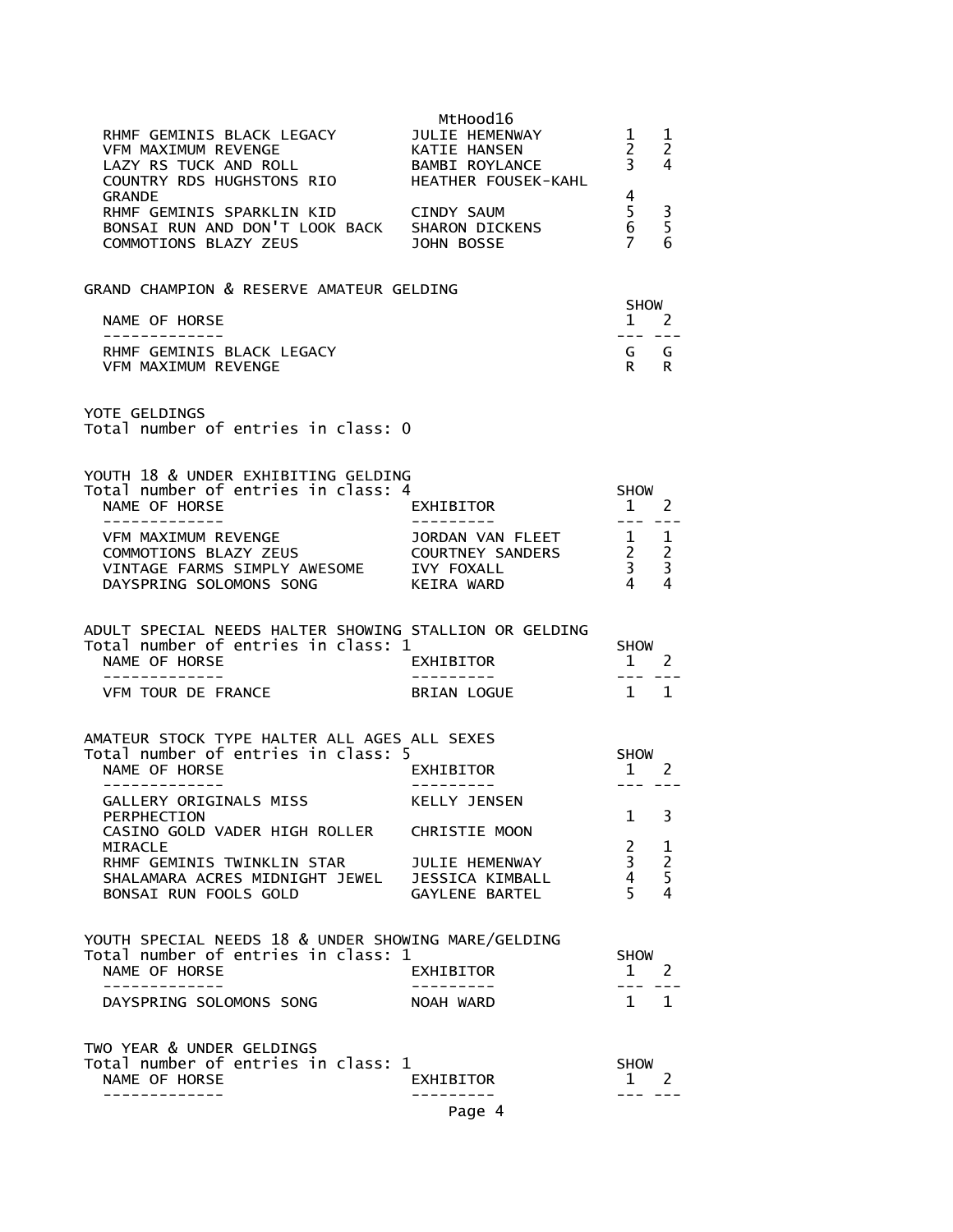| NAME OF HORSE | EXHIBITOR | SHOW 1 | SHOW 2 |
| --- | --- | --- | --- |
| RHMF GEMINIS BLACK LEGACY | JULIE HEMENWAY | 1 | 1 |
| VFM MAXIMUM REVENGE | KATIE HANSEN | 2 | 2 |
| LAZY RS TUCK AND ROLL | BAMBI ROYLANCE | 3 | 4 |
| COUNTRY RDS HUGHSTONS RIO GRANDE | HEATHER FOUSEK-KAHL | 4 | |
| RHMF GEMINIS SPARKLIN KID | CINDY SAUM | 5 | 3 |
| BONSAI RUN AND DON'T LOOK BACK | SHARON DICKENS | 6 | 5 |
| COMMOTIONS BLAZY ZEUS | JOHN BOSSE | 7 | 6 |

GRAND CHAMPION & RESERVE AMATEUR GELDING

| NAME OF HORSE | SHOW 1 | SHOW 2 |
| --- | --- | --- |
| RHMF GEMINIS BLACK LEGACY | G | G |
| VFM MAXIMUM REVENGE | R | R |

YOTE GELDINGS
Total number of entries in class: 0

YOUTH 18 & UNDER EXHIBITING GELDING
Total number of entries in class: 4

| NAME OF HORSE | EXHIBITOR | SHOW 1 | SHOW 2 |
| --- | --- | --- | --- |
| VFM MAXIMUM REVENGE | JORDAN VAN FLEET | 1 | 1 |
| COMMOTIONS BLAZY ZEUS | COURTNEY SANDERS | 2 | 2 |
| VINTAGE FARMS SIMPLY AWESOME | IVY FOXALL | 3 | 3 |
| DAYSPRING SOLOMONS SONG | KEIRA WARD | 4 | 4 |

ADULT SPECIAL NEEDS HALTER SHOWING STALLION OR GELDING
Total number of entries in class: 1

| NAME OF HORSE | EXHIBITOR | SHOW 1 | SHOW 2 |
| --- | --- | --- | --- |
| VFM TOUR DE FRANCE | BRIAN LOGUE | 1 | 1 |

AMATEUR STOCK TYPE HALTER ALL AGES ALL SEXES
Total number of entries in class: 5

| NAME OF HORSE | EXHIBITOR | SHOW 1 | SHOW 2 |
| --- | --- | --- | --- |
| GALLERY ORIGINALS MISS PERPHECTION | KELLY JENSEN | 1 | 3 |
| CASINO GOLD VADER HIGH ROLLER MIRACLE | CHRISTIE MOON | 2 | 1 |
| RHMF GEMINIS TWINKLIN STAR | JULIE HEMENWAY | 3 | 2 |
| SHALAMARA ACRES MIDNIGHT JEWEL | JESSICA KIMBALL | 4 | 5 |
| BONSAI RUN FOOLS GOLD | GAYLENE BARTEL | 5 | 4 |

YOUTH SPECIAL NEEDS 18 & UNDER SHOWING MARE/GELDING
Total number of entries in class: 1

| NAME OF HORSE | EXHIBITOR | SHOW 1 | SHOW 2 |
| --- | --- | --- | --- |
| DAYSPRING SOLOMONS SONG | NOAH WARD | 1 | 1 |

TWO YEAR & UNDER GELDINGS
Total number of entries in class: 1

| NAME OF HORSE | EXHIBITOR | SHOW 1 | SHOW 2 |
| --- | --- | --- | --- |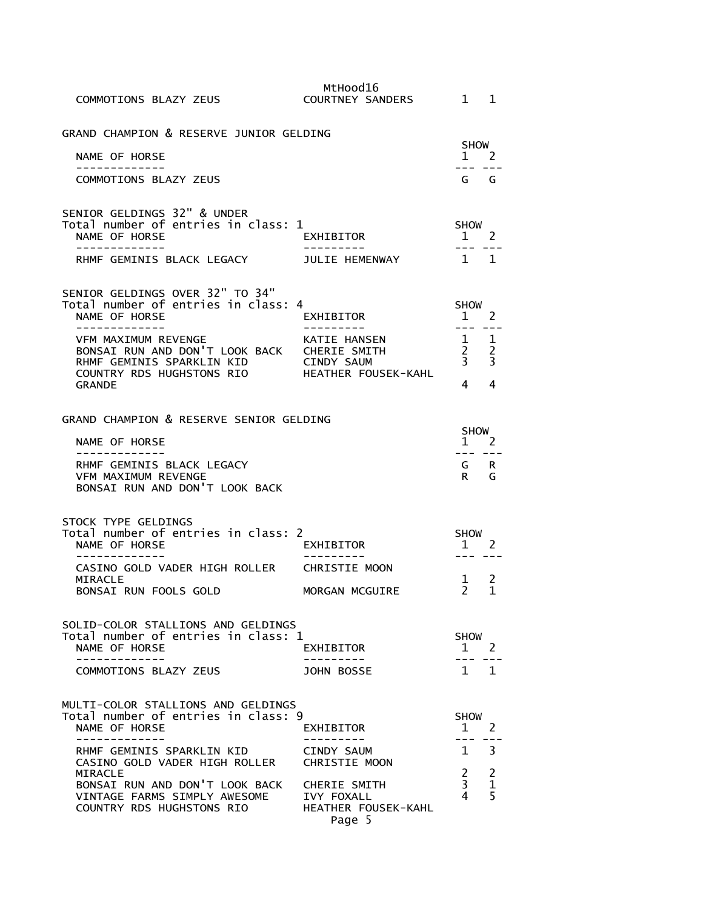| NAME OF HORSE | EXHIBITOR | SHOW 1 | SHOW 2 |
|---|---|---|---|
| COMMOTIONS BLAZY ZEUS | COURTNEY SANDERS | 1 | 1 |

## GRAND CHAMPION & RESERVE JUNIOR GELDING

| NAME OF HORSE | SHOW 1 | SHOW 2 |
|---|---|---|
| COMMOTIONS BLAZY ZEUS | G | G |

## SENIOR GELDINGS 32" & UNDER

Total number of entries in class: 1

| NAME OF HORSE | EXHIBITOR | SHOW 1 | SHOW 2 |
|---|---|---|---|
| RHMF GEMINIS BLACK LEGACY | JULIE HEMENWAY | 1 | 1 |

## SENIOR GELDINGS OVER 32" TO 34"

Total number of entries in class: 4

| NAME OF HORSE | EXHIBITOR | SHOW 1 | SHOW 2 |
|---|---|---|---|
| VFM MAXIMUM REVENGE | KATIE HANSEN | 1 | 1 |
| BONSAI RUN AND DON'T LOOK BACK | CHERIE SMITH | 2 | 2 |
| RHMF GEMINIS SPARKLIN KID | CINDY SAUM | 3 | 3 |
| COUNTRY RDS HUGHSTONS RIO GRANDE | HEATHER FOUSEK-KAHL | 4 | 4 |

## GRAND CHAMPION & RESERVE SENIOR GELDING

| NAME OF HORSE | SHOW 1 | SHOW 2 |
|---|---|---|
| RHMF GEMINIS BLACK LEGACY | G | R |
| VFM MAXIMUM REVENGE | R | G |
| BONSAI RUN AND DON'T LOOK BACK | | |

## STOCK TYPE GELDINGS

Total number of entries in class: 2

| NAME OF HORSE | EXHIBITOR | SHOW 1 | SHOW 2 |
|---|---|---|---|
| CASINO GOLD VADER HIGH ROLLER MIRACLE | CHRISTIE MOON | 1 | 2 |
| BONSAI RUN FOOLS GOLD | MORGAN MCGUIRE | 2 | 1 |

## SOLID-COLOR STALLIONS AND GELDINGS

Total number of entries in class: 1

| NAME OF HORSE | EXHIBITOR | SHOW 1 | SHOW 2 |
|---|---|---|---|
| COMMOTIONS BLAZY ZEUS | JOHN BOSSE | 1 | 1 |

## MULTI-COLOR STALLIONS AND GELDINGS

Total number of entries in class: 9

| NAME OF HORSE | EXHIBITOR | SHOW 1 | SHOW 2 |
|---|---|---|---|
| RHMF GEMINIS SPARKLIN KID | CINDY SAUM | 1 | 3 |
| CASINO GOLD VADER HIGH ROLLER MIRACLE | CHRISTIE MOON | 2 | 2 |
| BONSAI RUN AND DON'T LOOK BACK | CHERIE SMITH | 3 | 1 |
| VINTAGE FARMS SIMPLY AWESOME | IVY FOXALL | 4 | 5 |
| COUNTRY RDS HUGHSTONS RIO | HEATHER FOUSEK-KAHL | | |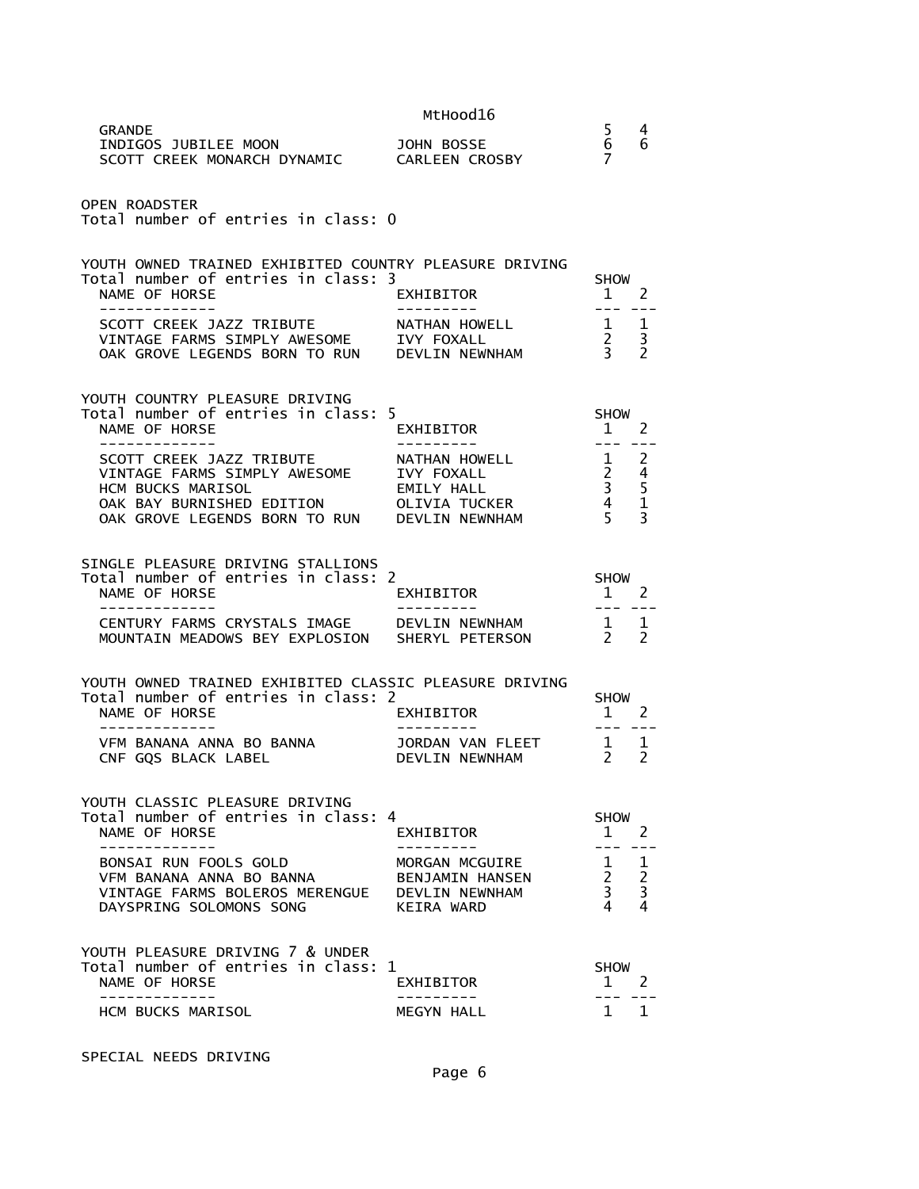| | | | |
|---|---|---|---|
| GRANDE | | 5 | 4 |
| INDIGOS JUBILEE MOON | JOHN BOSSE | 6 | 6 |
| SCOTT CREEK MONARCH DYNAMIC | CARLEEN CROSBY | 7 | |

OPEN ROADSTER
Total number of entries in class: 0

YOUTH OWNED TRAINED EXHIBITED COUNTRY PLEASURE DRIVING
Total number of entries in class: 3

| NAME OF HORSE | EXHIBITOR | SHOW 1 | 2 |
|---|---|---|---|
| SCOTT CREEK JAZZ TRIBUTE | NATHAN HOWELL | 1 | 1 |
| VINTAGE FARMS SIMPLY AWESOME | IVY FOXALL | 2 | 3 |
| OAK GROVE LEGENDS BORN TO RUN | DEVLIN NEWNHAM | 3 | 2 |

YOUTH COUNTRY PLEASURE DRIVING
Total number of entries in class: 5

| NAME OF HORSE | EXHIBITOR | SHOW 1 | 2 |
|---|---|---|---|
| SCOTT CREEK JAZZ TRIBUTE | NATHAN HOWELL | 1 | 2 |
| VINTAGE FARMS SIMPLY AWESOME | IVY FOXALL | 2 | 4 |
| HCM BUCKS MARISOL | EMILY HALL | 3 | 5 |
| OAK BAY BURNISHED EDITION | OLIVIA TUCKER | 4 | 1 |
| OAK GROVE LEGENDS BORN TO RUN | DEVLIN NEWNHAM | 5 | 3 |

SINGLE PLEASURE DRIVING STALLIONS
Total number of entries in class: 2

| NAME OF HORSE | EXHIBITOR | SHOW 1 | 2 |
|---|---|---|---|
| CENTURY FARMS CRYSTALS IMAGE | DEVLIN NEWNHAM | 1 | 1 |
| MOUNTAIN MEADOWS BEY EXPLOSION | SHERYL PETERSON | 2 | 2 |

YOUTH OWNED TRAINED EXHIBITED CLASSIC PLEASURE DRIVING
Total number of entries in class: 2

| NAME OF HORSE | EXHIBITOR | SHOW 1 | 2 |
|---|---|---|---|
| VFM BANANA ANNA BO BANNA | JORDAN VAN FLEET | 1 | 1 |
| CNF GQS BLACK LABEL | DEVLIN NEWNHAM | 2 | 2 |

YOUTH CLASSIC PLEASURE DRIVING
Total number of entries in class: 4

| NAME OF HORSE | EXHIBITOR | SHOW 1 | 2 |
|---|---|---|---|
| BONSAI RUN FOOLS GOLD | MORGAN MCGUIRE | 1 | 1 |
| VFM BANANA ANNA BO BANNA | BENJAMIN HANSEN | 2 | 2 |
| VINTAGE FARMS BOLEROS MERENGUE | DEVLIN NEWNHAM | 3 | 3 |
| DAYSPRING SOLOMONS SONG | KEIRA WARD | 4 | 4 |

YOUTH PLEASURE DRIVING 7 & UNDER
Total number of entries in class: 1

| NAME OF HORSE | EXHIBITOR | SHOW 1 | 2 |
|---|---|---|---|
| HCM BUCKS MARISOL | MEGYN HALL | 1 | 1 |

SPECIAL NEEDS DRIVING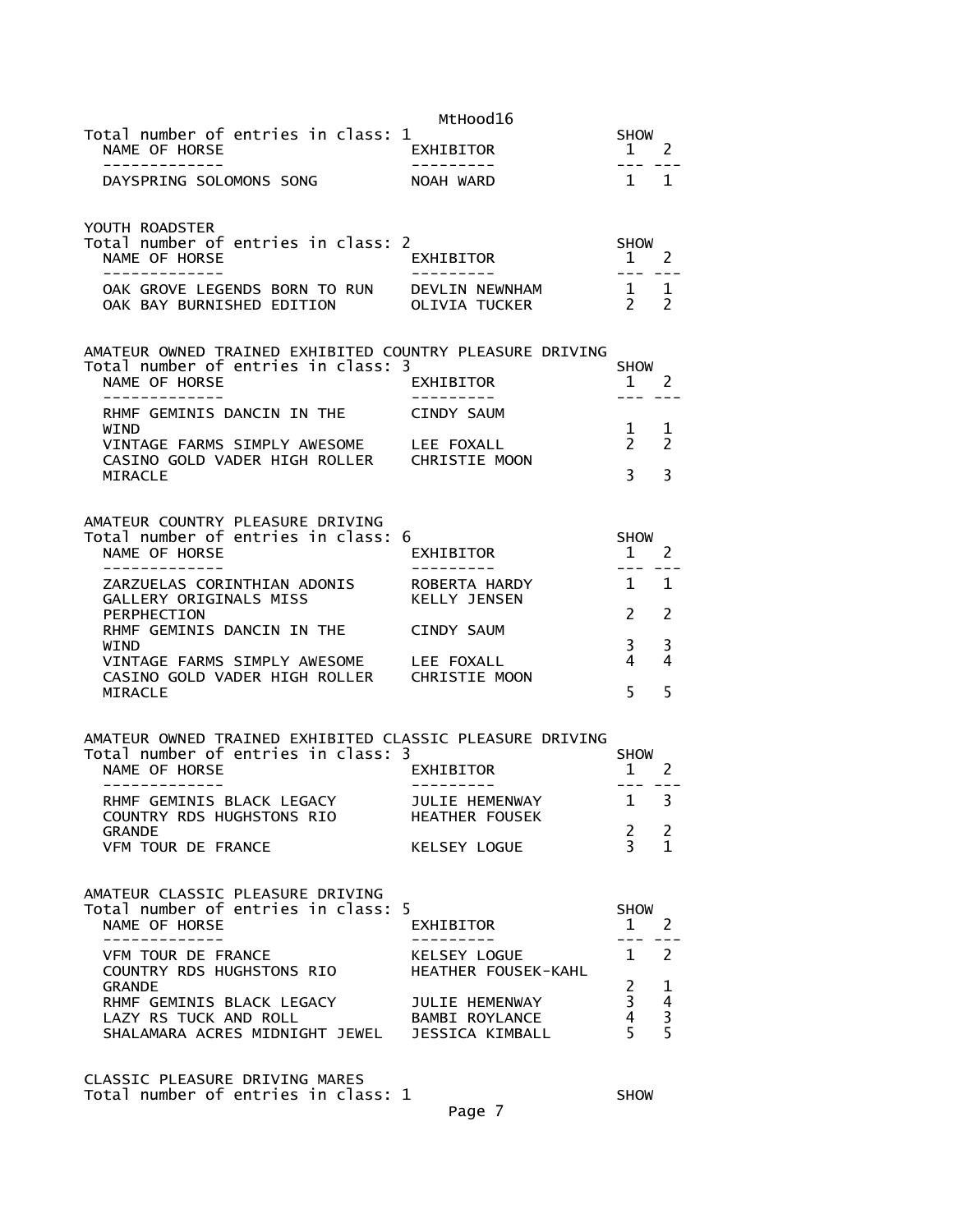Total number of entries in class: 1

| NAME OF HORSE | EXHIBITOR | SHOW 1 | SHOW 2 |
|---|---|---|---|
| DAYSPRING SOLOMONS SONG | NOAH WARD | 1 | 1 |

YOUTH ROADSTER

Total number of entries in class: 2

| NAME OF HORSE | EXHIBITOR | SHOW 1 | SHOW 2 |
|---|---|---|---|
| OAK GROVE LEGENDS BORN TO RUN | DEVLIN NEWNHAM | 1 | 1 |
| OAK BAY BURNISHED EDITION | OLIVIA TUCKER | 2 | 2 |

AMATEUR OWNED TRAINED EXHIBITED COUNTRY PLEASURE DRIVING

Total number of entries in class: 3

| NAME OF HORSE | EXHIBITOR | SHOW 1 | SHOW 2 |
|---|---|---|---|
| RHMF GEMINIS DANCIN IN THE WIND | CINDY SAUM | 1 | 1 |
| VINTAGE FARMS SIMPLY AWESOME | LEE FOXALL | 2 | 2 |
| CASINO GOLD VADER HIGH ROLLER MIRACLE | CHRISTIE MOON | 3 | 3 |

AMATEUR COUNTRY PLEASURE DRIVING

Total number of entries in class: 6

| NAME OF HORSE | EXHIBITOR | SHOW 1 | SHOW 2 |
|---|---|---|---|
| ZARZUELAS CORINTHIAN ADONIS | ROBERTA HARDY | 1 | 1 |
| GALLERY ORIGINALS MISS PERPHECTION | KELLY JENSEN | 2 | 2 |
| RHMF GEMINIS DANCIN IN THE WIND | CINDY SAUM | 3 | 3 |
| VINTAGE FARMS SIMPLY AWESOME | LEE FOXALL | 4 | 4 |
| CASINO GOLD VADER HIGH ROLLER MIRACLE | CHRISTIE MOON | 5 | 5 |

AMATEUR OWNED TRAINED EXHIBITED CLASSIC PLEASURE DRIVING

Total number of entries in class: 3

| NAME OF HORSE | EXHIBITOR | SHOW 1 | SHOW 2 |
|---|---|---|---|
| RHMF GEMINIS BLACK LEGACY | JULIE HEMENWAY | 1 | 3 |
| COUNTRY RDS HUGHSTONS RIO GRANDE | HEATHER FOUSEK | 2 | 2 |
| VFM TOUR DE FRANCE | KELSEY LOGUE | 3 | 1 |

AMATEUR CLASSIC PLEASURE DRIVING

Total number of entries in class: 5

| NAME OF HORSE | EXHIBITOR | SHOW 1 | SHOW 2 |
|---|---|---|---|
| VFM TOUR DE FRANCE | KELSEY LOGUE | 1 | 2 |
| COUNTRY RDS HUGHSTONS RIO GRANDE | HEATHER FOUSEK-KAHL | 2 | 1 |
| RHMF GEMINIS BLACK LEGACY | JULIE HEMENWAY | 3 | 4 |
| LAZY RS TUCK AND ROLL | BAMBI ROYLANCE | 4 | 3 |
| SHALAMARA ACRES MIDNIGHT JEWEL | JESSICA KIMBALL | 5 | 5 |

CLASSIC PLEASURE DRIVING MARES

Total number of entries in class: 1 SHOW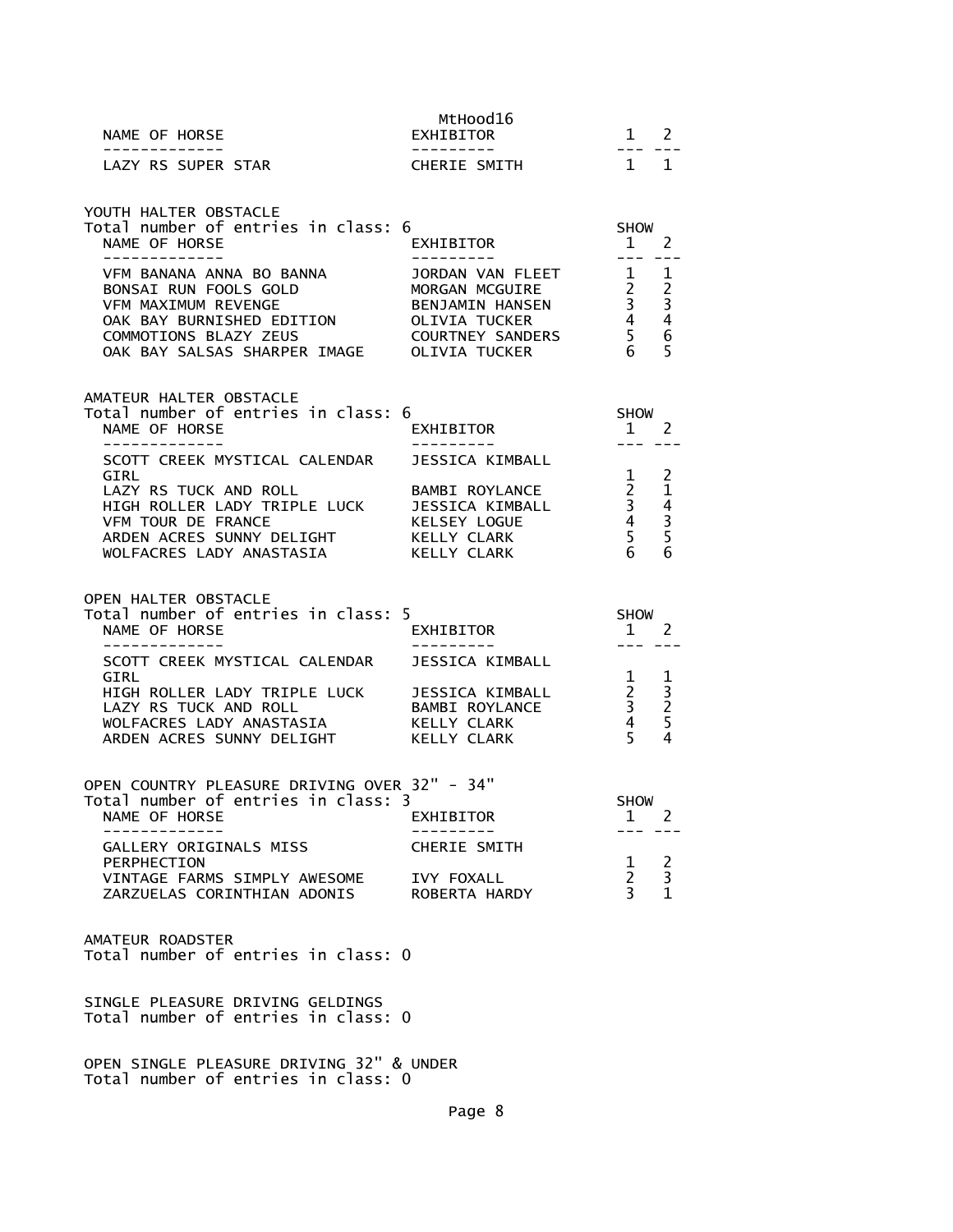| NAME OF HORSE | EXHIBITOR | 1 | 2 |
| --- | --- | --- | --- |
| LAZY RS SUPER STAR | CHERIE SMITH | 1 | 1 |

## YOUTH HALTER OBSTACLE

Total number of entries in class: 6

| NAME OF HORSE | EXHIBITOR | SHOW 1 | 2 |
| --- | --- | --- | --- |
| VFM BANANA ANNA BO BANNA | JORDAN VAN FLEET | 1 | 1 |
| BONSAI RUN FOOLS GOLD | MORGAN MCGUIRE | 2 | 2 |
| VFM MAXIMUM REVENGE | BENJAMIN HANSEN | 3 | 3 |
| OAK BAY BURNISHED EDITION | OLIVIA TUCKER | 4 | 4 |
| COMMOTIONS BLAZY ZEUS | COURTNEY SANDERS | 5 | 6 |
| OAK BAY SALSAS SHARPER IMAGE | OLIVIA TUCKER | 6 | 5 |

## AMATEUR HALTER OBSTACLE

Total number of entries in class: 6

| NAME OF HORSE | EXHIBITOR | SHOW 1 | 2 |
| --- | --- | --- | --- |
| SCOTT CREEK MYSTICAL CALENDAR GIRL | JESSICA KIMBALL | 1 | 2 |
| LAZY RS TUCK AND ROLL | BAMBI ROYLANCE | 2 | 1 |
| HIGH ROLLER LADY TRIPLE LUCK | JESSICA KIMBALL | 3 | 4 |
| VFM TOUR DE FRANCE | KELSEY LOGUE | 4 | 3 |
| ARDEN ACRES SUNNY DELIGHT | KELLY CLARK | 5 | 5 |
| WOLFACRES LADY ANASTASIA | KELLY CLARK | 6 | 6 |

## OPEN HALTER OBSTACLE

Total number of entries in class: 5

| NAME OF HORSE | EXHIBITOR | SHOW 1 | 2 |
| --- | --- | --- | --- |
| SCOTT CREEK MYSTICAL CALENDAR GIRL | JESSICA KIMBALL | 1 | 1 |
| HIGH ROLLER LADY TRIPLE LUCK | JESSICA KIMBALL | 2 | 3 |
| LAZY RS TUCK AND ROLL | BAMBI ROYLANCE | 3 | 2 |
| WOLFACRES LADY ANASTASIA | KELLY CLARK | 4 | 5 |
| ARDEN ACRES SUNNY DELIGHT | KELLY CLARK | 5 | 4 |

## OPEN COUNTRY PLEASURE DRIVING OVER 32" - 34"

Total number of entries in class: 3

| NAME OF HORSE | EXHIBITOR | SHOW 1 | 2 |
| --- | --- | --- | --- |
| GALLERY ORIGINALS MISS PERPHECTION | CHERIE SMITH | 1 | 2 |
| VINTAGE FARMS SIMPLY AWESOME | IVY FOXALL | 2 | 3 |
| ZARZUELAS CORINTHIAN ADONIS | ROBERTA HARDY | 3 | 1 |

## AMATEUR ROADSTER

Total number of entries in class: 0

## SINGLE PLEASURE DRIVING GELDINGS

Total number of entries in class: 0

## OPEN SINGLE PLEASURE DRIVING 32" & UNDER

Total number of entries in class: 0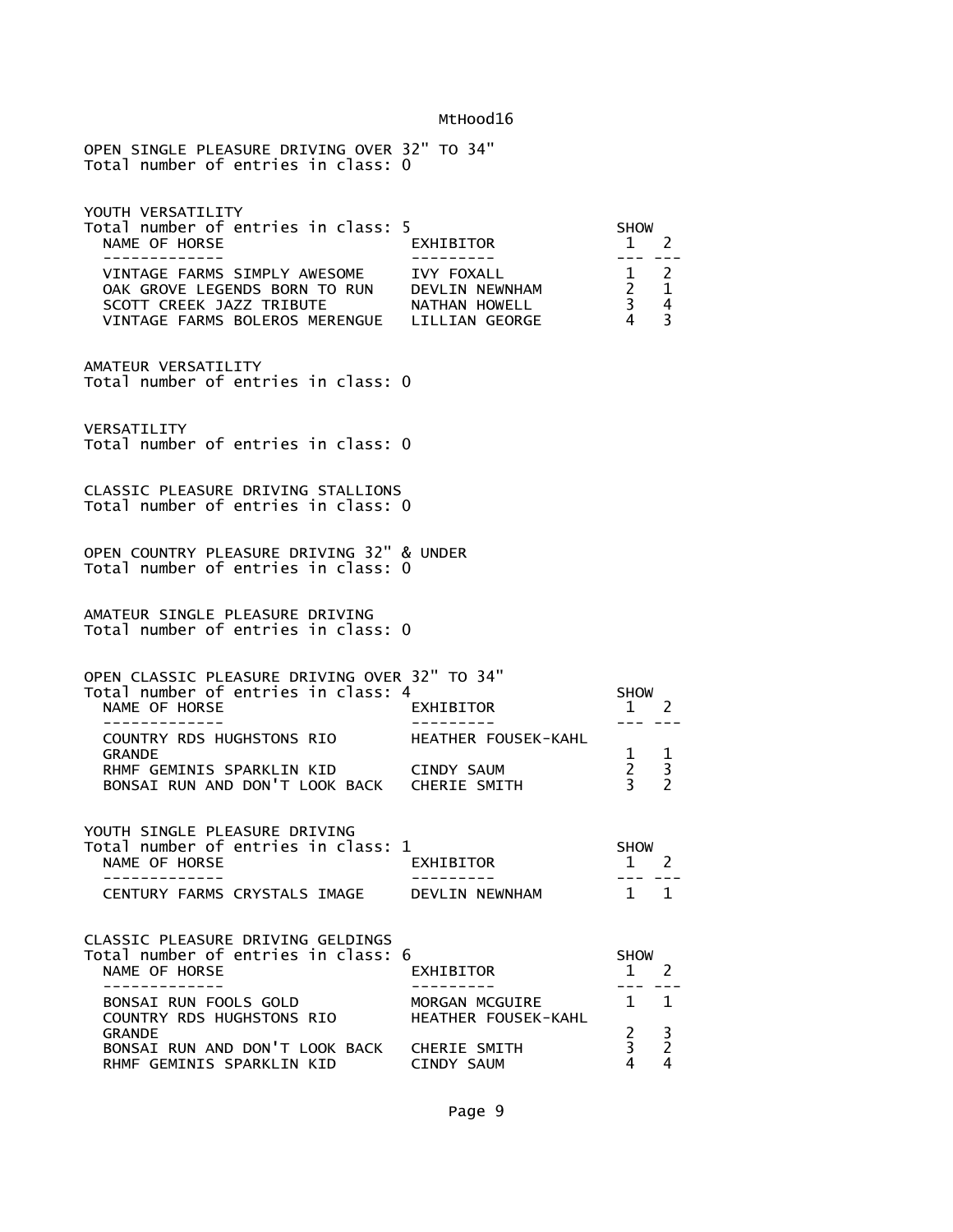### OPEN SINGLE PLEASURE DRIVING OVER 32" TO 34"

Total number of entries in class: 0

### YOUTH VERSATILITY

Total number of entries in class: 5

| NAME OF HORSE | EXHIBITOR | SHOW 1 | SHOW 2 |
|---|---|---|---|
| VINTAGE FARMS SIMPLY AWESOME | IVY FOXALL | 1 | 2 |
| OAK GROVE LEGENDS BORN TO RUN | DEVLIN NEWNHAM | 2 | 1 |
| SCOTT CREEK JAZZ TRIBUTE | NATHAN HOWELL | 3 | 4 |
| VINTAGE FARMS BOLEROS MERENGUE | LILLIAN GEORGE | 4 | 3 |

### AMATEUR VERSATILITY

Total number of entries in class: 0

### VERSATILITY

Total number of entries in class: 0

### CLASSIC PLEASURE DRIVING STALLIONS

Total number of entries in class: 0

### OPEN COUNTRY PLEASURE DRIVING 32" & UNDER

Total number of entries in class: 0

### AMATEUR SINGLE PLEASURE DRIVING

Total number of entries in class: 0

### OPEN CLASSIC PLEASURE DRIVING OVER 32" TO 34"

Total number of entries in class: 4

| NAME OF HORSE | EXHIBITOR | SHOW 1 | SHOW 2 |
|---|---|---|---|
| COUNTRY RDS HUGHSTONS RIO GRANDE | HEATHER FOUSEK-KAHL | 1 | 1 |
| RHMF GEMINIS SPARKLIN KID | CINDY SAUM | 2 | 3 |
| BONSAI RUN AND DON'T LOOK BACK | CHERIE SMITH | 3 | 2 |

### YOUTH SINGLE PLEASURE DRIVING

Total number of entries in class: 1

| NAME OF HORSE | EXHIBITOR | SHOW 1 | SHOW 2 |
|---|---|---|---|
| CENTURY FARMS CRYSTALS IMAGE | DEVLIN NEWNHAM | 1 | 1 |

### CLASSIC PLEASURE DRIVING GELDINGS

Total number of entries in class: 6

| NAME OF HORSE | EXHIBITOR | SHOW 1 | SHOW 2 |
|---|---|---|---|
| BONSAI RUN FOOLS GOLD | MORGAN MCGUIRE | 1 | 1 |
| COUNTRY RDS HUGHSTONS RIO GRANDE | HEATHER FOUSEK-KAHL | 2 | 3 |
| BONSAI RUN AND DON'T LOOK BACK | CHERIE SMITH | 3 | 2 |
| RHMF GEMINIS SPARKLIN KID | CINDY SAUM | 4 | 4 |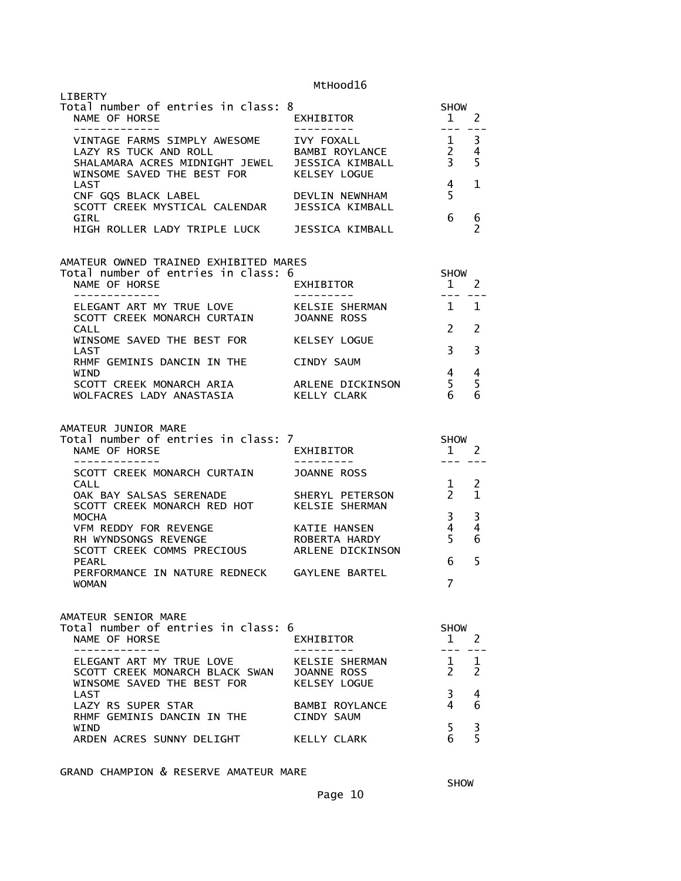LIBERTY

Total number of entries in class: 8

| NAME OF HORSE | EXHIBITOR | SHOW 1 | 2 |
|---|---|---|---|
| VINTAGE FARMS SIMPLY AWESOME | IVY FOXALL | 1 | 3 |
| LAZY RS TUCK AND ROLL | BAMBI ROYLANCE | 2 | 4 |
| SHALAMARA ACRES MIDNIGHT JEWEL | JESSICA KIMBALL | 3 | 5 |
| WINSOME SAVED THE BEST FOR LAST | KELSEY LOGUE | 4 | 1 |
| CNF GQS BLACK LABEL | DEVLIN NEWNHAM | 5 | |
| SCOTT CREEK MYSTICAL CALENDAR GIRL | JESSICA KIMBALL | 6 | 6 |
| HIGH ROLLER LADY TRIPLE LUCK | JESSICA KIMBALL | | 2 |

AMATEUR OWNED TRAINED EXHIBITED MARES

Total number of entries in class: 6

| NAME OF HORSE | EXHIBITOR | SHOW 1 | 2 |
|---|---|---|---|
| ELEGANT ART MY TRUE LOVE | KELSIE SHERMAN | 1 | 1 |
| SCOTT CREEK MONARCH CURTAIN CALL | JOANNE ROSS | 2 | 2 |
| WINSOME SAVED THE BEST FOR LAST | KELSEY LOGUE | 3 | 3 |
| RHMF GEMINIS DANCIN IN THE WIND | CINDY SAUM | 4 | 4 |
| SCOTT CREEK MONARCH ARIA | ARLENE DICKINSON | 5 | 5 |
| WOLFACRES LADY ANASTASIA | KELLY CLARK | 6 | 6 |

AMATEUR JUNIOR MARE

Total number of entries in class: 7

| NAME OF HORSE | EXHIBITOR | SHOW 1 | 2 |
|---|---|---|---|
| SCOTT CREEK MONARCH CURTAIN CALL | JOANNE ROSS | 1 | 2 |
| OAK BAY SALSAS SERENADE | SHERYL PETERSON | 2 | 1 |
| SCOTT CREEK MONARCH RED HOT MOCHA | KELSIE SHERMAN | 3 | 3 |
| VFM REDDY FOR REVENGE | KATIE HANSEN | 4 | 4 |
| RH WYNDSONGS REVENGE | ROBERTA HARDY | 5 | 6 |
| SCOTT CREEK COMMS PRECIOUS PEARL | ARLENE DICKINSON | 6 | 5 |
| PERFORMANCE IN NATURE REDNECK WOMAN | GAYLENE BARTEL | 7 | |

AMATEUR SENIOR MARE

Total number of entries in class: 6

| NAME OF HORSE | EXHIBITOR | SHOW 1 | 2 |
|---|---|---|---|
| ELEGANT ART MY TRUE LOVE | KELSIE SHERMAN | 1 | 1 |
| SCOTT CREEK MONARCH BLACK SWAN | JOANNE ROSS | 2 | 2 |
| WINSOME SAVED THE BEST FOR LAST | KELSEY LOGUE | 3 | 4 |
| LAZY RS SUPER STAR | BAMBI ROYLANCE | 4 | 6 |
| RHMF GEMINIS DANCIN IN THE WIND | CINDY SAUM | 5 | 3 |
| ARDEN ACRES SUNNY DELIGHT | KELLY CLARK | 6 | 5 |

GRAND CHAMPION & RESERVE AMATEUR MARE

SHOW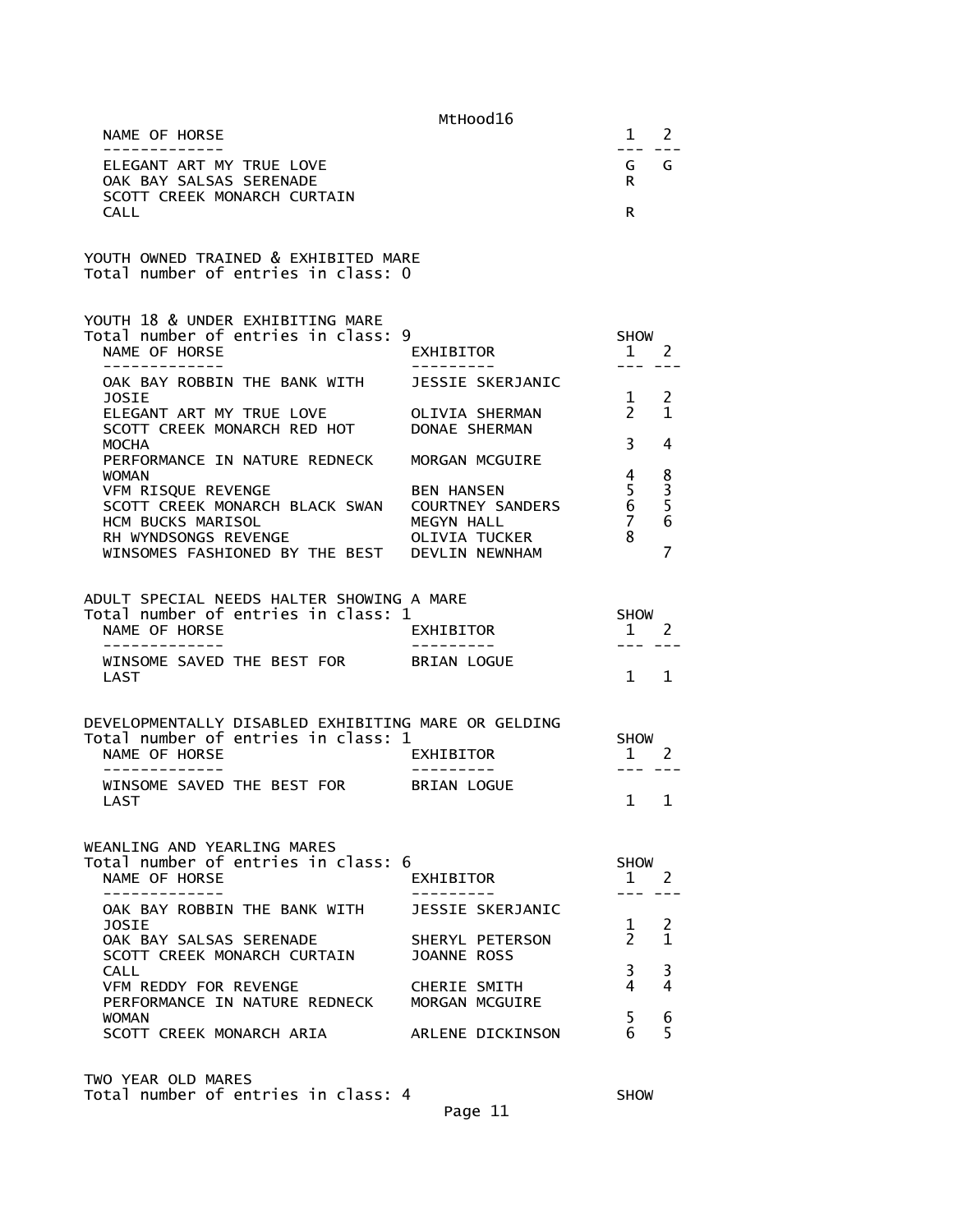| NAME OF HORSE | 1 | 2 |
| --- | --- | --- |
| ELEGANT ART MY TRUE LOVE | G | G |
| OAK BAY SALSAS SERENADE | R | |
| SCOTT CREEK MONARCH CURTAIN CALL | R | |

YOUTH OWNED TRAINED & EXHIBITED MARE
Total number of entries in class: 0

YOUTH 18 & UNDER EXHIBITING MARE
Total number of entries in class: 9

| NAME OF HORSE | EXHIBITOR | SHOW 1 | 2 |
| --- | --- | --- | --- |
| OAK BAY ROBBIN THE BANK WITH JOSIE | JESSIE SKERJANIC | 1 | 2 |
| ELEGANT ART MY TRUE LOVE | OLIVIA SHERMAN | 2 | 1 |
| SCOTT CREEK MONARCH RED HOT MOCHA | DONAE SHERMAN | 3 | 4 |
| PERFORMANCE IN NATURE REDNECK WOMAN | MORGAN MCGUIRE | 4 | 8 |
| VFM RISQUE REVENGE | BEN HANSEN | 5 | 3 |
| SCOTT CREEK MONARCH BLACK SWAN | COURTNEY SANDERS | 6 | 5 |
| HCM BUCKS MARISOL | MEGYN HALL | 7 | 6 |
| RH WYNDSONGS REVENGE | OLIVIA TUCKER | 8 | |
| WINSOMES FASHIONED BY THE BEST | DEVLIN NEWNHAM | | 7 |

ADULT SPECIAL NEEDS HALTER SHOWING A MARE
Total number of entries in class: 1

| NAME OF HORSE | EXHIBITOR | SHOW 1 | 2 |
| --- | --- | --- | --- |
| WINSOME SAVED THE BEST FOR LAST | BRIAN LOGUE | 1 | 1 |

DEVELOPMENTALLY DISABLED EXHIBITING MARE OR GELDING
Total number of entries in class: 1

| NAME OF HORSE | EXHIBITOR | SHOW 1 | 2 |
| --- | --- | --- | --- |
| WINSOME SAVED THE BEST FOR LAST | BRIAN LOGUE | 1 | 1 |

WEANLING AND YEARLING MARES
Total number of entries in class: 6

| NAME OF HORSE | EXHIBITOR | SHOW 1 | 2 |
| --- | --- | --- | --- |
| OAK BAY ROBBIN THE BANK WITH JOSIE | JESSIE SKERJANIC | 1 | 2 |
| OAK BAY SALSAS SERENADE | SHERYL PETERSON | 2 | 1 |
| SCOTT CREEK MONARCH CURTAIN CALL | JOANNE ROSS | 3 | 3 |
| VFM REDDY FOR REVENGE | CHERIE SMITH | 4 | 4 |
| PERFORMANCE IN NATURE REDNECK WOMAN | MORGAN MCGUIRE | 5 | 6 |
| SCOTT CREEK MONARCH ARIA | ARLENE DICKINSON | 6 | 5 |

TWO YEAR OLD MARES
Total number of entries in class: 4 SHOW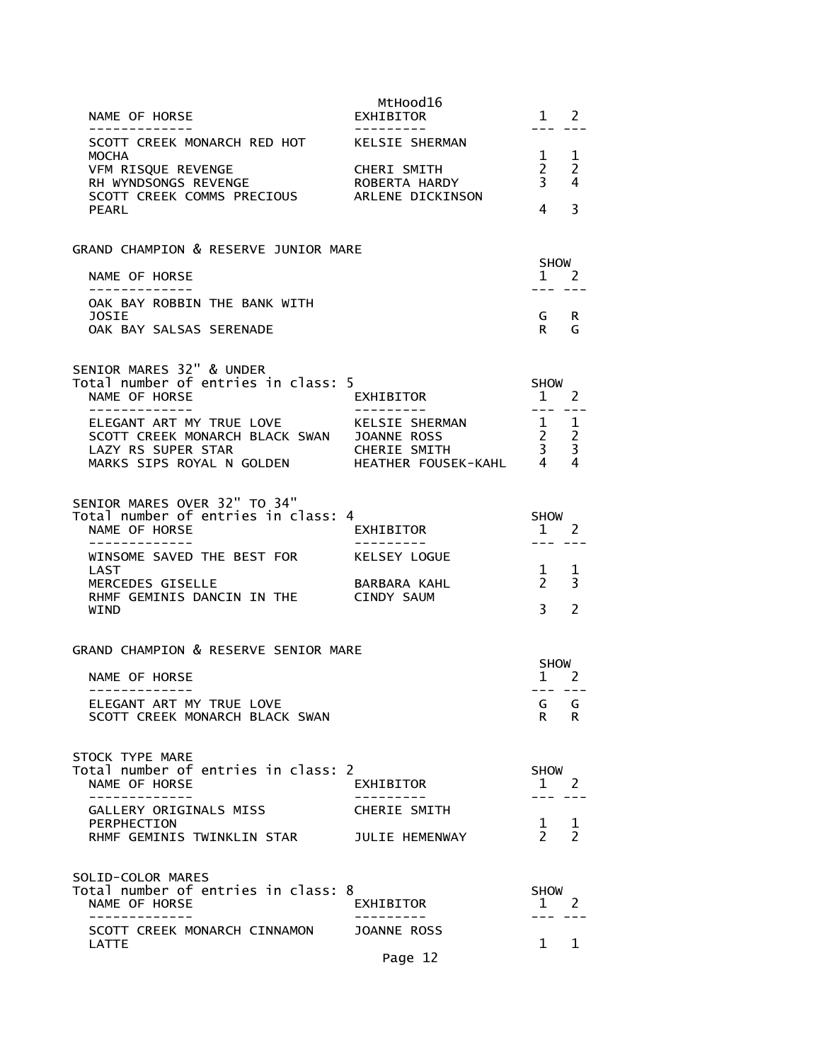| NAME OF HORSE | EXHIBITOR | 1 | 2 |
|---|---|---|---|
| SCOTT CREEK MONARCH RED HOT MOCHA | KELSIE SHERMAN | 1 | 1 |
| VFM RISQUE REVENGE | CHERI SMITH | 2 | 2 |
| RH WYNDSONGS REVENGE | ROBERTA HARDY | 3 | 4 |
| SCOTT CREEK COMMS PRECIOUS PEARL | ARLENE DICKINSON | 4 | 3 |

GRAND CHAMPION & RESERVE JUNIOR MARE

| NAME OF HORSE | SHOW 1 | 2 |
|---|---|---|
| OAK BAY ROBBIN THE BANK WITH JOSIE | G | R |
| OAK BAY SALSAS SERENADE | R | G |

SENIOR MARES 32" & UNDER
Total number of entries in class: 5

| NAME OF HORSE | EXHIBITOR | SHOW 1 | 2 |
|---|---|---|---|
| ELEGANT ART MY TRUE LOVE | KELSIE SHERMAN | 1 | 1 |
| SCOTT CREEK MONARCH BLACK SWAN | JOANNE ROSS | 2 | 2 |
| LAZY RS SUPER STAR | CHERIE SMITH | 3 | 3 |
| MARKS SIPS ROYAL N GOLDEN | HEATHER FOUSEK-KAHL | 4 | 4 |

SENIOR MARES OVER 32" TO 34"
Total number of entries in class: 4

| NAME OF HORSE | EXHIBITOR | SHOW 1 | 2 |
|---|---|---|---|
| WINSOME SAVED THE BEST FOR LAST | KELSEY LOGUE | 1 | 1 |
| MERCEDES GISELLE | BARBARA KAHL | 2 | 3 |
| RHMF GEMINIS DANCIN IN THE WIND | CINDY SAUM | 3 | 2 |

GRAND CHAMPION & RESERVE SENIOR MARE

| NAME OF HORSE | SHOW 1 | 2 |
|---|---|---|
| ELEGANT ART MY TRUE LOVE | G | G |
| SCOTT CREEK MONARCH BLACK SWAN | R | R |

STOCK TYPE MARE
Total number of entries in class: 2

| NAME OF HORSE | EXHIBITOR | SHOW 1 | 2 |
|---|---|---|---|
| GALLERY ORIGINALS MISS PERPHECTION | CHERIE SMITH | 1 | 1 |
| RHMF GEMINIS TWINKLIN STAR | JULIE HEMENWAY | 2 | 2 |

SOLID-COLOR MARES
Total number of entries in class: 8

| NAME OF HORSE | EXHIBITOR | SHOW 1 | 2 |
|---|---|---|---|
| SCOTT CREEK MONARCH CINNAMON LATTE | JOANNE ROSS | 1 | 1 |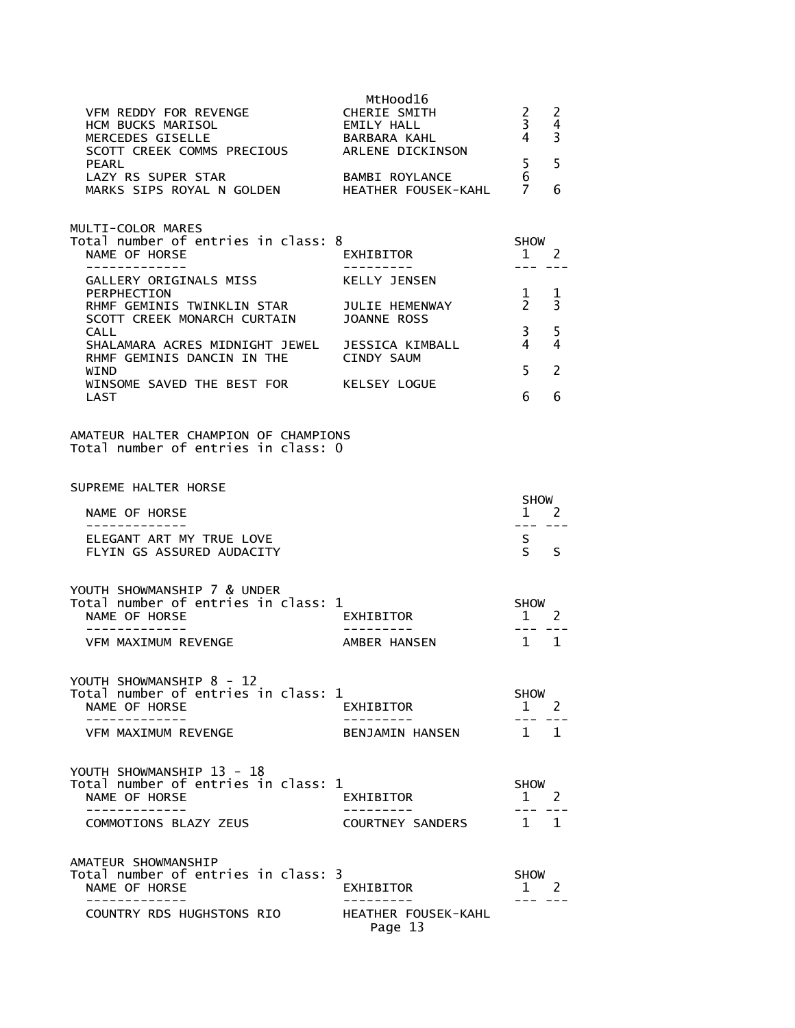| NAME OF HORSE | EXHIBITOR | SHOW 1 | SHOW 2 |
|---|---|---|---|
| VFM REDDY FOR REVENGE | CHERIE SMITH | 2 | 2 |
| HCM BUCKS MARISOL | EMILY HALL | 3 | 4 |
| MERCEDES GISELLE | BARBARA KAHL | 4 | 3 |
| SCOTT CREEK COMMS PRECIOUS PEARL | ARLENE DICKINSON | 5 | 5 |
| LAZY RS SUPER STAR | BAMBI ROYLANCE | 6 | |
| MARKS SIPS ROYAL N GOLDEN | HEATHER FOUSEK-KAHL | 7 | 6 |

MULTI-COLOR MARES
Total number of entries in class: 8

| NAME OF HORSE | EXHIBITOR | SHOW 1 | SHOW 2 |
|---|---|---|---|
| GALLERY ORIGINALS MISS PERPHECTION | KELLY JENSEN | 1 | 1 |
| RHMF GEMINIS TWINKLIN STAR | JULIE HEMENWAY | 2 | 3 |
| SCOTT CREEK MONARCH CURTAIN CALL | JOANNE ROSS | 3 | 5 |
| SHALAMARA ACRES MIDNIGHT JEWEL | JESSICA KIMBALL | 4 | 4 |
| RHMF GEMINIS DANCIN IN THE WIND | CINDY SAUM | 5 | 2 |
| WINSOME SAVED THE BEST FOR LAST | KELSEY LOGUE | 6 | 6 |

AMATEUR HALTER CHAMPION OF CHAMPIONS
Total number of entries in class: 0

SUPREME HALTER HORSE

| NAME OF HORSE | SHOW 1 | SHOW 2 |
|---|---|---|
| ELEGANT ART MY TRUE LOVE | S | |
| FLYIN GS ASSURED AUDACITY | S | S |

YOUTH SHOWMANSHIP 7 & UNDER
Total number of entries in class: 1

| NAME OF HORSE | EXHIBITOR | SHOW 1 | SHOW 2 |
|---|---|---|---|
| VFM MAXIMUM REVENGE | AMBER HANSEN | 1 | 1 |

YOUTH SHOWMANSHIP 8 - 12
Total number of entries in class: 1

| NAME OF HORSE | EXHIBITOR | SHOW 1 | SHOW 2 |
|---|---|---|---|
| VFM MAXIMUM REVENGE | BENJAMIN HANSEN | 1 | 1 |

YOUTH SHOWMANSHIP 13 - 18
Total number of entries in class: 1

| NAME OF HORSE | EXHIBITOR | SHOW 1 | SHOW 2 |
|---|---|---|---|
| COMMOTIONS BLAZY ZEUS | COURTNEY SANDERS | 1 | 1 |

AMATEUR SHOWMANSHIP
Total number of entries in class: 3

| NAME OF HORSE | EXHIBITOR | SHOW 1 | SHOW 2 |
|---|---|---|---|
| COUNTRY RDS HUGHSTONS RIO | HEATHER FOUSEK-KAHL | | |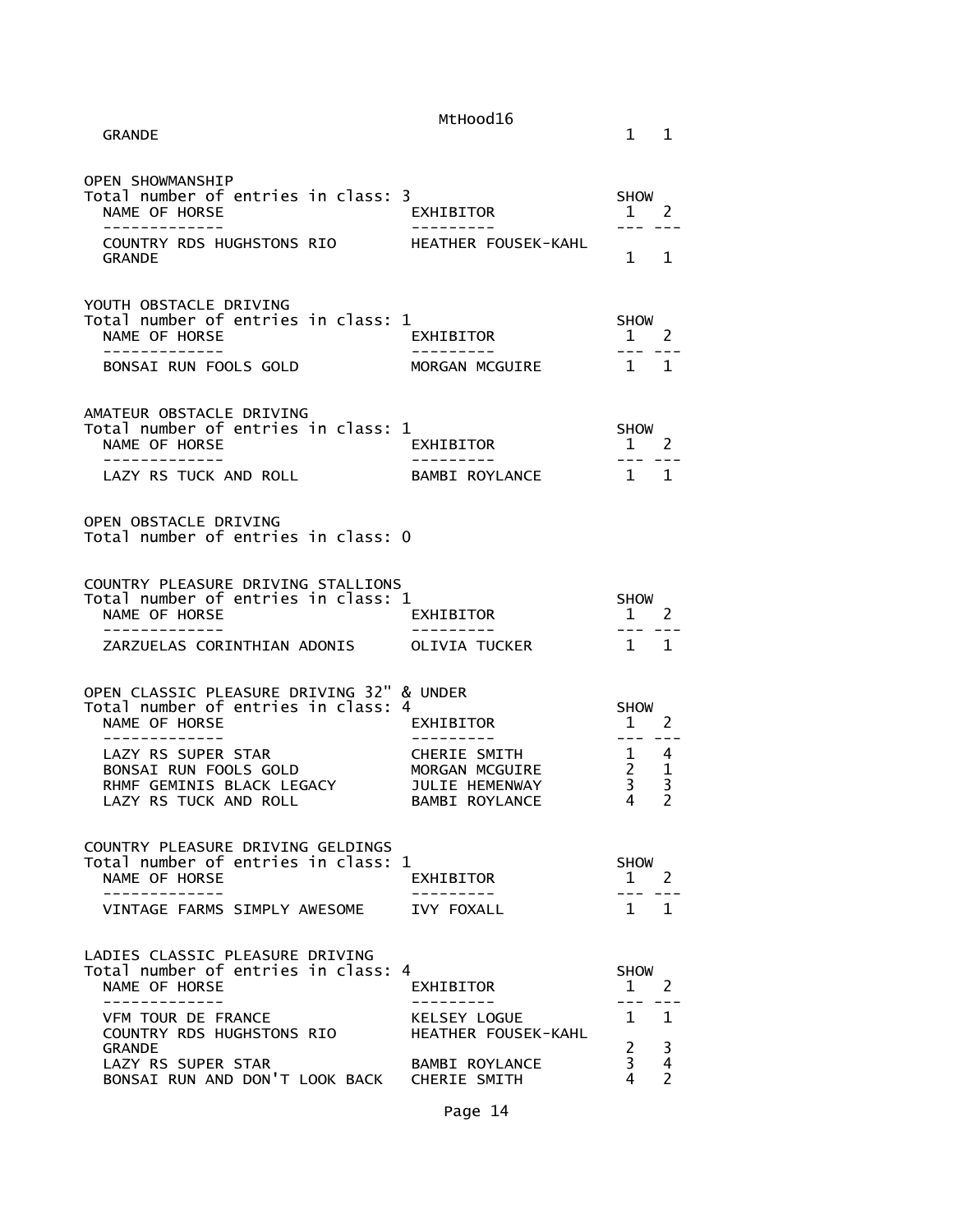GRANDE 1 1

## OPEN SHOWMANSHIP

Total number of entries in class: 3

| NAME OF HORSE | EXHIBITOR | SHOW 1 | 2 |
|---|---|---|---|
| COUNTRY RDS HUGHSTONS RIO GRANDE | HEATHER FOUSEK-KAHL | 1 | 1 |

## YOUTH OBSTACLE DRIVING

Total number of entries in class: 1

| NAME OF HORSE | EXHIBITOR | SHOW 1 | 2 |
|---|---|---|---|
| BONSAI RUN FOOLS GOLD | MORGAN MCGUIRE | 1 | 1 |

## AMATEUR OBSTACLE DRIVING

Total number of entries in class: 1

| NAME OF HORSE | EXHIBITOR | SHOW 1 | 2 |
|---|---|---|---|
| LAZY RS TUCK AND ROLL | BAMBI ROYLANCE | 1 | 1 |

## OPEN OBSTACLE DRIVING

Total number of entries in class: 0

## COUNTRY PLEASURE DRIVING STALLIONS

Total number of entries in class: 1

| NAME OF HORSE | EXHIBITOR | SHOW 1 | 2 |
|---|---|---|---|
| ZARZUELAS CORINTHIAN ADONIS | OLIVIA TUCKER | 1 | 1 |

## OPEN CLASSIC PLEASURE DRIVING 32" & UNDER

Total number of entries in class: 4

| NAME OF HORSE | EXHIBITOR | SHOW 1 | 2 |
|---|---|---|---|
| LAZY RS SUPER STAR | CHERIE SMITH | 1 | 4 |
| BONSAI RUN FOOLS GOLD | MORGAN MCGUIRE | 2 | 1 |
| RHMF GEMINIS BLACK LEGACY | JULIE HEMENWAY | 3 | 3 |
| LAZY RS TUCK AND ROLL | BAMBI ROYLANCE | 4 | 2 |

## COUNTRY PLEASURE DRIVING GELDINGS

Total number of entries in class: 1

| NAME OF HORSE | EXHIBITOR | SHOW 1 | 2 |
|---|---|---|---|
| VINTAGE FARMS SIMPLY AWESOME | IVY FOXALL | 1 | 1 |

## LADIES CLASSIC PLEASURE DRIVING

Total number of entries in class: 4

| NAME OF HORSE | EXHIBITOR | SHOW 1 | 2 |
|---|---|---|---|
| VFM TOUR DE FRANCE | KELSEY LOGUE | 1 | 1 |
| COUNTRY RDS HUGHSTONS RIO GRANDE | HEATHER FOUSEK-KAHL | 2 | 3 |
| LAZY RS SUPER STAR | BAMBI ROYLANCE | 3 | 4 |
| BONSAI RUN AND DON'T LOOK BACK | CHERIE SMITH | 4 | 2 |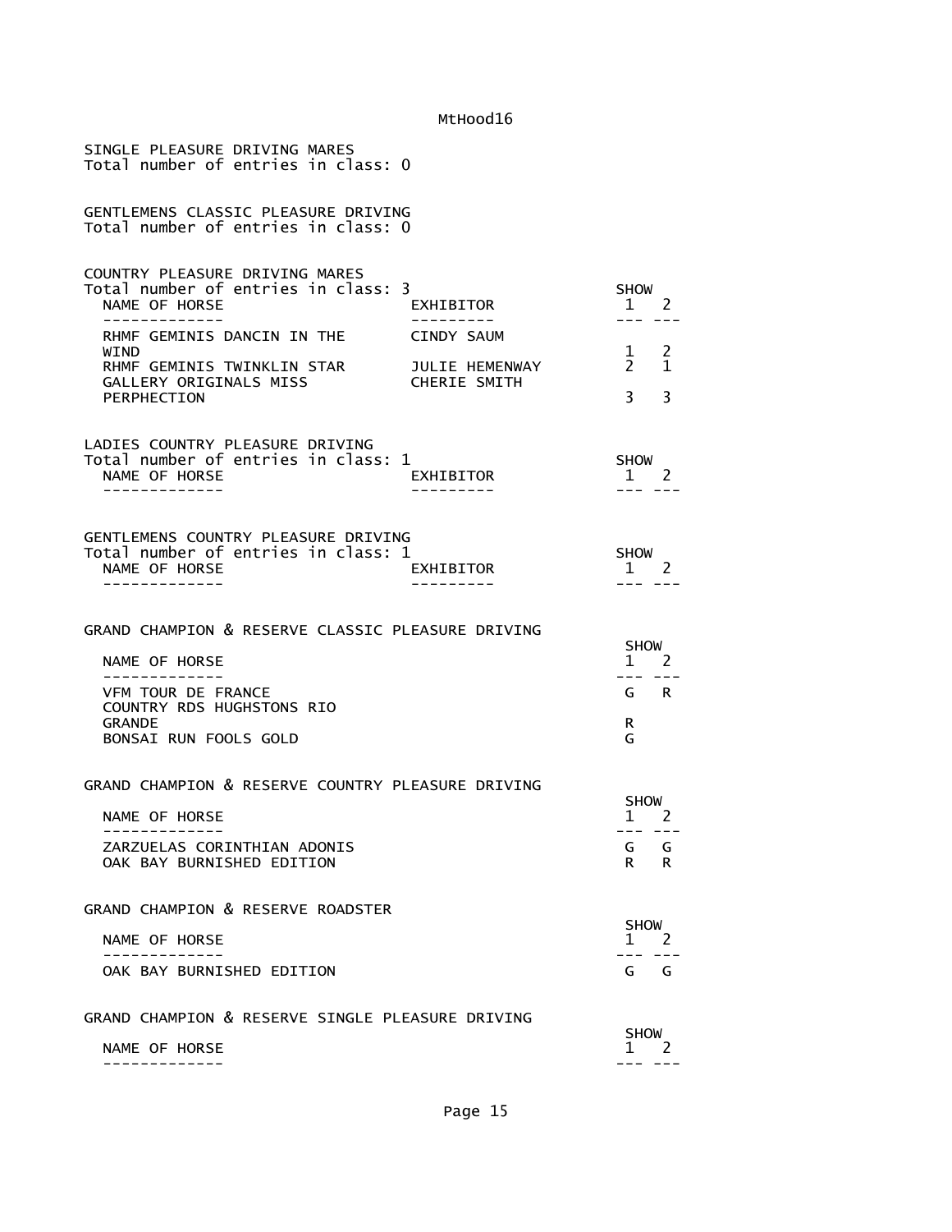SINGLE PLEASURE DRIVING MARES
Total number of entries in class: 0

GENTLEMENS CLASSIC PLEASURE DRIVING
Total number of entries in class: 0

COUNTRY PLEASURE DRIVING MARES
Total number of entries in class: 3

| NAME OF HORSE | EXHIBITOR | SHOW 1 | SHOW 2 |
|---|---|---|---|
| RHMF GEMINIS DANCIN IN THE WIND | CINDY SAUM | 1 | 2 |
| RHMF GEMINIS TWINKLIN STAR | JULIE HEMENWAY | 2 | 1 |
| GALLERY ORIGINALS MISS PERPHECTION | CHERIE SMITH | 3 | 3 |

LADIES COUNTRY PLEASURE DRIVING
Total number of entries in class: 1

| NAME OF HORSE | EXHIBITOR | SHOW 1 | SHOW 2 |
|---|---|---|---|

GENTLEMENS COUNTRY PLEASURE DRIVING
Total number of entries in class: 1

| NAME OF HORSE | EXHIBITOR | SHOW 1 | SHOW 2 |
|---|---|---|---|

GRAND CHAMPION & RESERVE CLASSIC PLEASURE DRIVING

| NAME OF HORSE | SHOW 1 | SHOW 2 |
|---|---|---|
| VFM TOUR DE FRANCE | G | R |
| COUNTRY RDS HUGHSTONS RIO GRANDE | R | |
| BONSAI RUN FOOLS GOLD | G | |

GRAND CHAMPION & RESERVE COUNTRY PLEASURE DRIVING

| NAME OF HORSE | SHOW 1 | SHOW 2 |
|---|---|---|
| ZARZUELAS CORINTHIAN ADONIS | G | G |
| OAK BAY BURNISHED EDITION | R | R |

GRAND CHAMPION & RESERVE ROADSTER

| NAME OF HORSE | SHOW 1 | SHOW 2 |
|---|---|---|
| OAK BAY BURNISHED EDITION | G | G |

GRAND CHAMPION & RESERVE SINGLE PLEASURE DRIVING

| NAME OF HORSE | SHOW 1 | SHOW 2 |
|---|---|---|